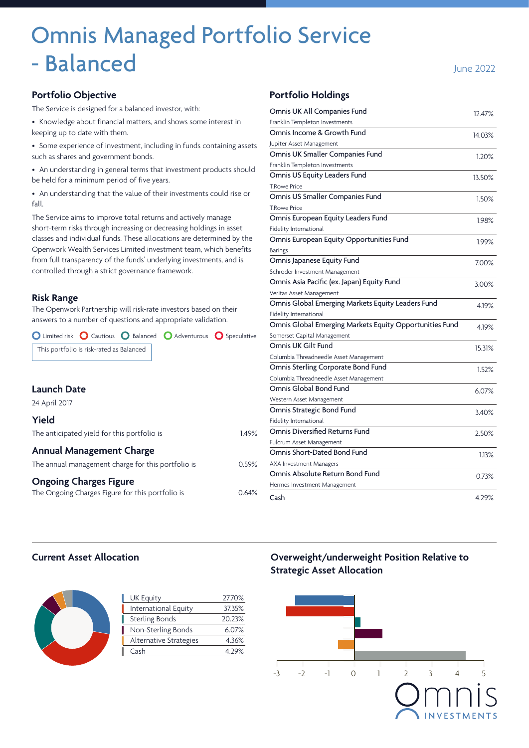# Omnis Managed Portfolio Service - Balanced

June 2022

## Portfolio Objective

The Service is designed for a balanced investor, with:

- Knowledge about financial matters, and shows some interest in keeping up to date with them.
- Some experience of investment, including in funds containing assets such as shares and government bonds.
- An understanding in general terms that investment products should be held for a minimum period of five years.
- An understanding that the value of their investments could rise or fall.

The Service aims to improve total returns and actively manage short-term risks through increasing or decreasing holdings in asset classes and individual funds. These allocations are determined by the Openwork Wealth Services Limited investment team, which benefits from full transparency of the funds' underlying investments, and is controlled through a strict governance framework.

## Risk Range

The Openwork Partnership will risk-rate investors based on their answers to a number of questions and appropriate validation.

Limited risk · Cautious · Balanced · Adventurous · Speculative

This portfolio is risk-rated as Balanced

## Launch Date

24 April 2017

## Yield

The anticipated yield for this portfolio is 1.49%

## Annual Management Charge

The annual management charge for this portfolio is 0.59%

## Ongoing Charges Figure

The Ongoing Charges Figure for this portfolio is 0.64%

## Portfolio Holdings

| Fund | Manager | Weight |
|---|---|---|
| Omnis UK All Companies Fund | Franklin Templeton Investments | 12.47% |
| Omnis Income & Growth Fund | Jupiter Asset Management | 14.03% |
| Omnis UK Smaller Companies Fund | Franklin Templeton Investments | 1.20% |
| Omnis US Equity Leaders Fund | T.Rowe Price | 13.50% |
| Omnis US Smaller Companies Fund | T.Rowe Price | 1.50% |
| Omnis European Equity Leaders Fund | Fidelity International | 1.98% |
| Omnis European Equity Opportunities Fund | Barings | 1.99% |
| Omnis Japanese Equity Fund | Schroder Investment Management | 7.00% |
| Omnis Asia Pacific (ex. Japan) Equity Fund | Veritas Asset Management | 3.00% |
| Omnis Global Emerging Markets Equity Leaders Fund | Fidelity International | 4.19% |
| Omnis Global Emerging Markets Equity Opportunities Fund | Somerset Capital Management | 4.19% |
| Omnis UK Gilt Fund | Columbia Threadneedle Asset Management | 15.31% |
| Omnis Sterling Corporate Bond Fund | Columbia Threadneedle Asset Management | 1.52% |
| Omnis Global Bond Fund | Western Asset Management | 6.07% |
| Omnis Strategic Bond Fund | Fidelity International | 3.40% |
| Omnis Diversified Returns Fund | Fulcrum Asset Management | 2.50% |
| Omnis Short-Dated Bond Fund | AXA Investment Managers | 1.13% |
| Omnis Absolute Return Bond Fund | Hermes Investment Management | 0.73% |
| Cash | | 4.29% |

## Current Asset Allocation

| Asset Class | Allocation |
|---|---|
| UK Equity | 27.70% |
| International Equity | 37.35% |
| Sterling Bonds | 20.23% |
| Non-Sterling Bonds | 6.07% |
| Alternative Strategies | 4.36% |
| Cash | 4.29% |

## Overweight/underweight Position Relative to Strategic Asset Allocation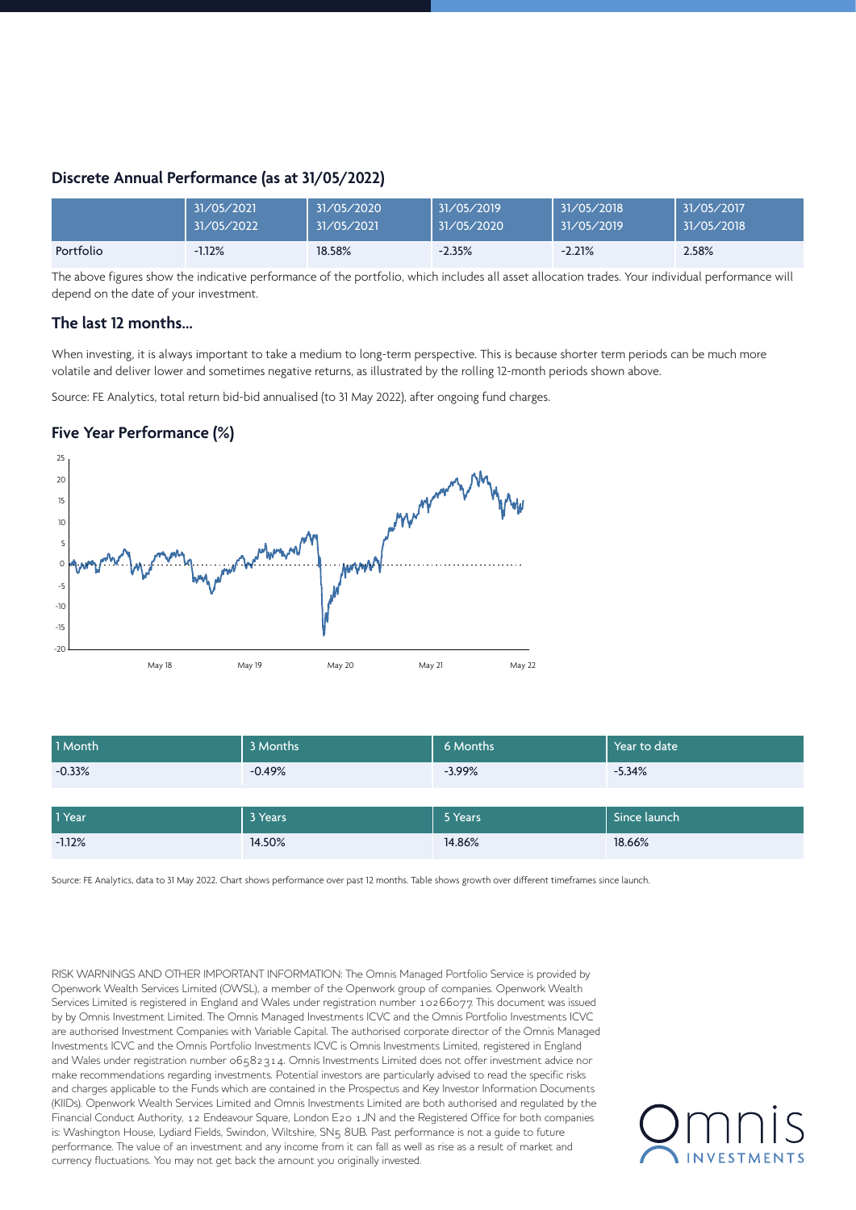## Discrete Annual Performance (as at 31/05/2022)

| | 31/05/2021<br>31/05/2022 | 31/05/2020<br>31/05/2021 | 31/05/2019<br>31/05/2020 | 31/05/2018<br>31/05/2019 | 31/05/2017<br>31/05/2018 |
|---|---|---|---|---|---|
| Portfolio | -1.12% | 18.58% | -2.35% | -2.21% | 2.58% |

The above figures show the indicative performance of the portfolio, which includes all asset allocation trades. Your individual performance will depend on the date of your investment.

### The last 12 months...

When investing, it is always important to take a medium to long-term perspective. This is because shorter term periods can be much more volatile and deliver lower and sometimes negative returns, as illustrated by the rolling 12-month periods shown above.

Source: FE Analytics, total return bid-bid annualised (to 31 May 2022), after ongoing fund charges.

## Five Year Performance (%)

25
20
15
10
5
0
-5
-10
-15
-20

May 18
May 19
May 20
May 21
May 22

| 1 Month | 3 Months | 6 Months | Year to date |
|---|---|---|---|
| -0.33% | -0.49% | -3.99% | -5.34% |

| 1 Year | 3 Years | 5 Years | Since launch |
|---|---|---|---|
| -1.12% | 14.50% | 14.86% | 18.66% |

Source: FE Analytics, data to 31 May 2022. Chart shows performance over past 12 months. Table shows growth over different timeframes since launch.

RISK WARNINGS AND OTHER IMPORTANT INFORMATION: The Omnis Managed Portfolio Service is provided by Openwork Wealth Services Limited (OWSL), a member of the Openwork group of companies. Openwork Wealth Services Limited is registered in England and Wales under registration number 10266077. This document was issued by by Omnis Investment Limited. The Omnis Managed Investments ICVC and the Omnis Portfolio Investments ICVC are authorised Investment Companies with Variable Capital. The authorised corporate director of the Omnis Managed Investments ICVC and the Omnis Portfolio Investments ICVC is Omnis Investments Limited, registered in England and Wales under registration number 06582314. Omnis Investments Limited does not offer investment advice nor make recommendations regarding investments. Potential investors are particularly advised to read the specific risks and charges applicable to the Funds which are contained in the Prospectus and Key Investor Information Documents (KIIDs). Openwork Wealth Services Limited and Omnis Investments Limited are both authorised and regulated by the Financial Conduct Authority, 12 Endeavour Square, London E20 1JN and the Registered Office for both companies is: Washington House, Lydiard Fields, Swindon, Wiltshire, SN5 8UB. Past performance is not a guide to future performance. The value of an investment and any income from it can fall as well as rise as a result of market and currency fluctuations. You may not get back the amount you originally invested.

Omnis INVESTMENTS